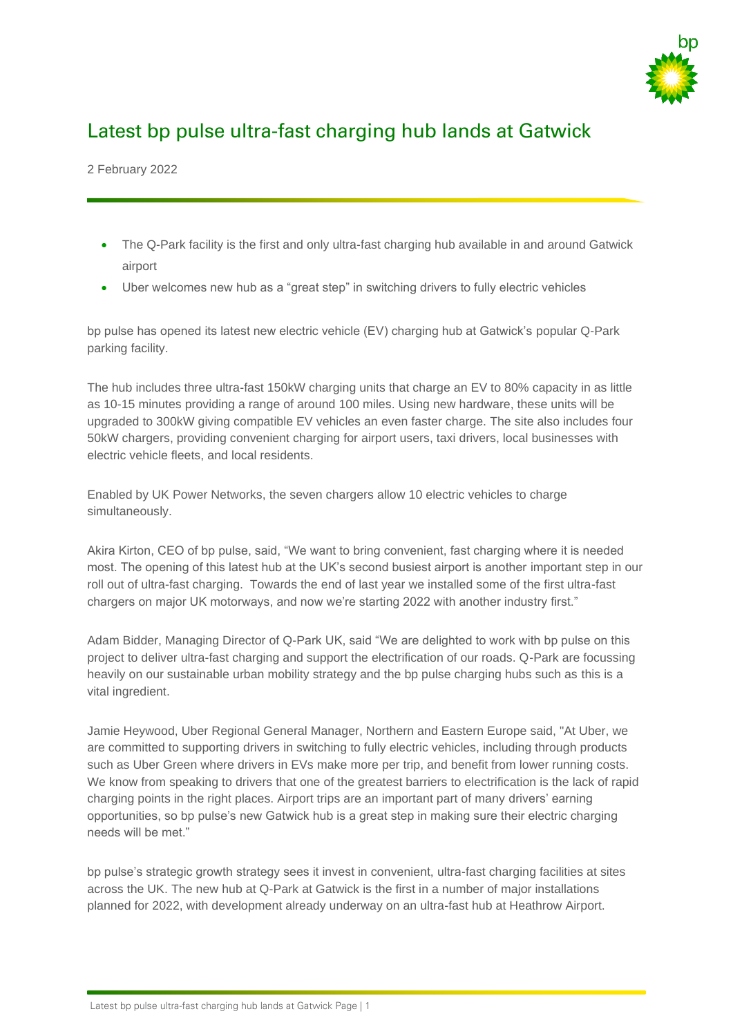# Latest bp pulse ultra-fast charging hub lands at Gatwick

2 February 2022

- The Q-Park facility is the first and only ultra-fast charging hub available in and around Gatwick airport
- Uber welcomes new hub as a "great step" in switching drivers to fully electric vehicles

bp pulse has opened its latest new electric vehicle (EV) charging hub at Gatwick's popular Q-Park parking facility.

The hub includes three ultra-fast 150kW charging units that charge an EV to 80% capacity in as little as 10-15 minutes providing a range of around 100 miles. Using new hardware, these units will be upgraded to 300kW giving compatible EV vehicles an even faster charge. The site also includes four 50kW chargers, providing convenient charging for airport users, taxi drivers, local businesses with electric vehicle fleets, and local residents.

Enabled by UK Power Networks, the seven chargers allow 10 electric vehicles to charge simultaneously.

Akira Kirton, CEO of bp pulse, said, "We want to bring convenient, fast charging where it is needed most. The opening of this latest hub at the UK's second busiest airport is another important step in our roll out of ultra-fast charging. Towards the end of last year we installed some of the first ultra-fast chargers on major UK motorways, and now we're starting 2022 with another industry first."

Adam Bidder, Managing Director of Q-Park UK, said "We are delighted to work with bp pulse on this project to deliver ultra-fast charging and support the electrification of our roads. Q-Park are focussing heavily on our sustainable urban mobility strategy and the bp pulse charging hubs such as this is a vital ingredient.

Jamie Heywood, Uber Regional General Manager, Northern and Eastern Europe said, "At Uber, we are committed to supporting drivers in switching to fully electric vehicles, including through products such as Uber Green where drivers in EVs make more per trip, and benefit from lower running costs. We know from speaking to drivers that one of the greatest barriers to electrification is the lack of rapid charging points in the right places. Airport trips are an important part of many drivers' earning opportunities, so bp pulse's new Gatwick hub is a great step in making sure their electric charging needs will be met."

bp pulse's strategic growth strategy sees it invest in convenient, ultra-fast charging facilities at sites across the UK. The new hub at Q-Park at Gatwick is the first in a number of major installations planned for 2022, with development already underway on an ultra-fast hub at Heathrow Airport.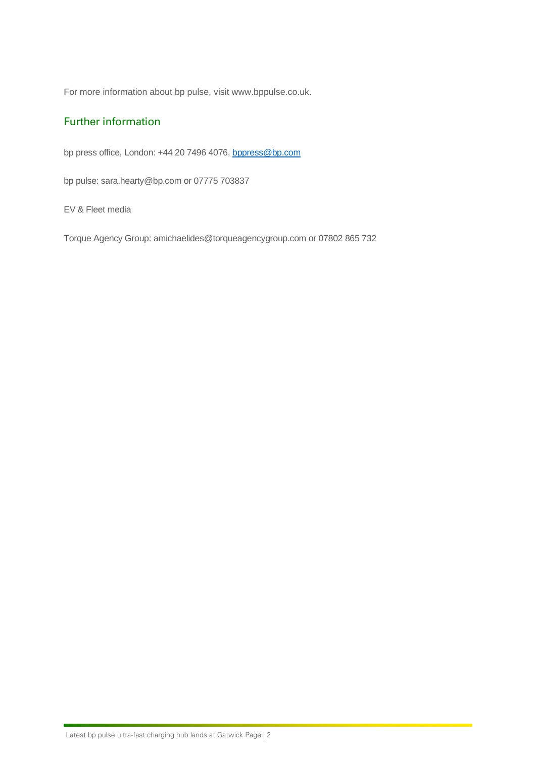For more information about bp pulse, visit www.bppulse.co.uk.

## Further information

bp press office, London: +44 20 7496 4076, bppress@bp.com

bp pulse: sara.hearty@bp.com or 07775 703837

EV & Fleet media

Torque Agency Group: amichaelides@torqueagencygroup.com or 07802 865 732